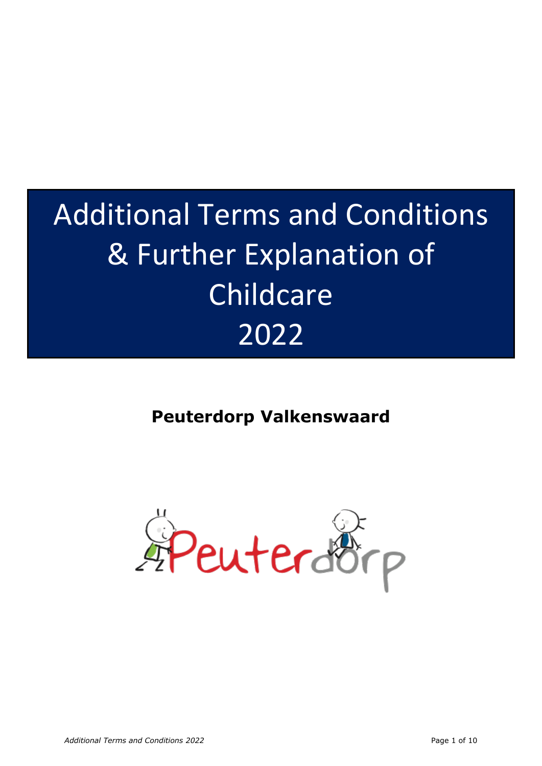# Additional Terms and Conditions & Further Explanation of Childcare 2022

**Peuterdorp Valkenswaard**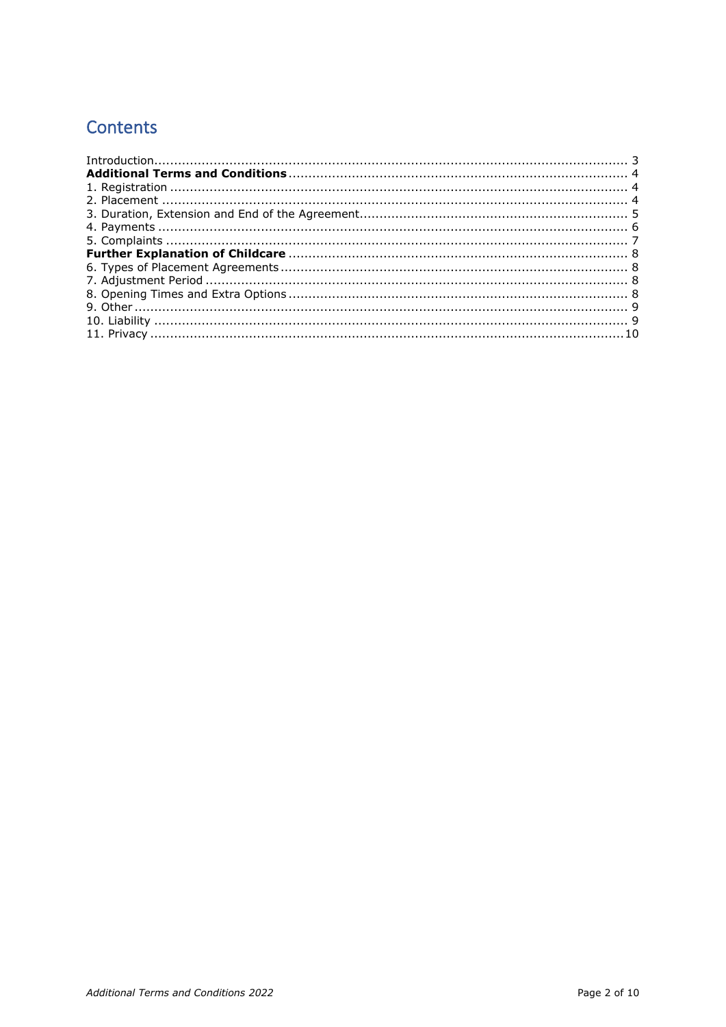# Contents

Introduction ........................................................................................................ 3
**Additional Terms and Conditions** ..................................................................... 4
1. Registration .................................................................................................... 4
2. Placement ...................................................................................................... 4
3. Duration, Extension and End of the Agreement.................................................... 5
4. Payments ....................................................................................................... 6
5. Complaints ..................................................................................................... 7
**Further Explanation of Childcare** ...................................................................... 8
6. Types of Placement Agreements........................................................................ 8
7. Adjustment Period ........................................................................................... 8
8. Opening Times and Extra Options ...................................................................... 8
9. Other ............................................................................................................. 9
10. Liability ........................................................................................................ 9
11. Privacy ........................................................................................................10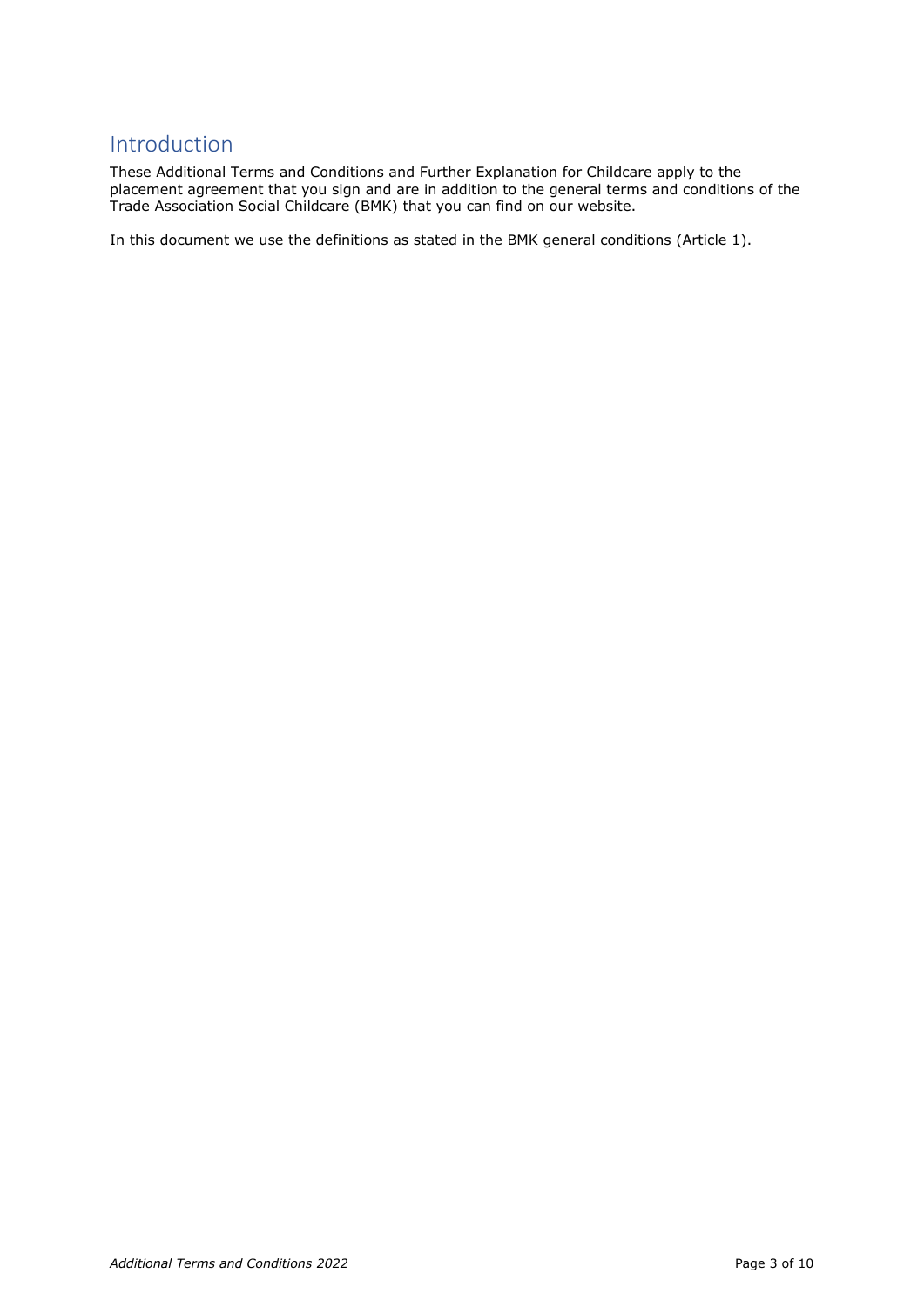# Introduction

These Additional Terms and Conditions and Further Explanation for Childcare apply to the placement agreement that you sign and are in addition to the general terms and conditions of the Trade Association Social Childcare (BMK) that you can find on our website.

In this document we use the definitions as stated in the BMK general conditions (Article 1).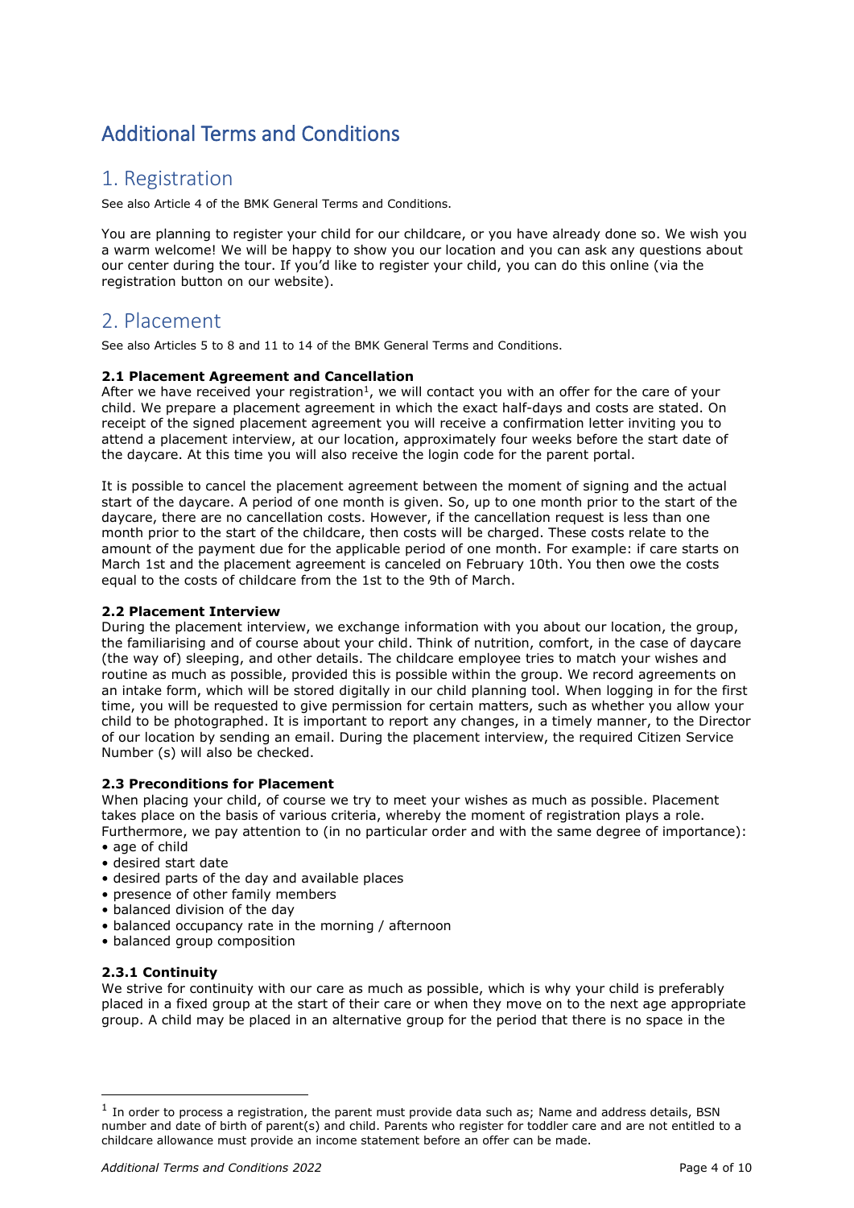# Additional Terms and Conditions

## 1. Registration

See also Article 4 of the BMK General Terms and Conditions.

You are planning to register your child for our childcare, or you have already done so. We wish you a warm welcome! We will be happy to show you our location and you can ask any questions about our center during the tour. If you'd like to register your child, you can do this online (via the registration button on our website).

## 2. Placement

See also Articles 5 to 8 and 11 to 14 of the BMK General Terms and Conditions.

**2.1 Placement Agreement and Cancellation**

After we have received your registration[1], we will contact you with an offer for the care of your child. We prepare a placement agreement in which the exact half-days and costs are stated. On receipt of the signed placement agreement you will receive a confirmation letter inviting you to attend a placement interview, at our location, approximately four weeks before the start date of the daycare. At this time you will also receive the login code for the parent portal.

It is possible to cancel the placement agreement between the moment of signing and the actual start of the daycare. A period of one month is given. So, up to one month prior to the start of the daycare, there are no cancellation costs. However, if the cancellation request is less than one month prior to the start of the childcare, then costs will be charged. These costs relate to the amount of the payment due for the applicable period of one month. For example: if care starts on March 1st and the placement agreement is canceled on February 10th. You then owe the costs equal to the costs of childcare from the 1st to the 9th of March.

**2.2 Placement Interview**

During the placement interview, we exchange information with you about our location, the group, the familiarising and of course about your child. Think of nutrition, comfort, in the case of daycare (the way of) sleeping, and other details. The childcare employee tries to match your wishes and routine as much as possible, provided this is possible within the group. We record agreements on an intake form, which will be stored digitally in our child planning tool. When logging in for the first time, you will be requested to give permission for certain matters, such as whether you allow your child to be photographed. It is important to report any changes, in a timely manner, to the Director of our location by sending an email. During the placement interview, the required Citizen Service Number (s) will also be checked.

**2.3 Preconditions for Placement**

When placing your child, of course we try to meet your wishes as much as possible. Placement takes place on the basis of various criteria, whereby the moment of registration plays a role. Furthermore, we pay attention to (in no particular order and with the same degree of importance):

- age of child
- desired start date
- desired parts of the day and available places
- presence of other family members
- balanced division of the day
- balanced occupancy rate in the morning / afternoon
- balanced group composition

**2.3.1 Continuity**

We strive for continuity with our care as much as possible, which is why your child is preferably placed in a fixed group at the start of their care or when they move on to the next age appropriate group. A child may be placed in an alternative group for the period that there is no space in the

[1] In order to process a registration, the parent must provide data such as; Name and address details, BSN number and date of birth of parent(s) and child. Parents who register for toddler care and are not entitled to a childcare allowance must provide an income statement before an offer can be made.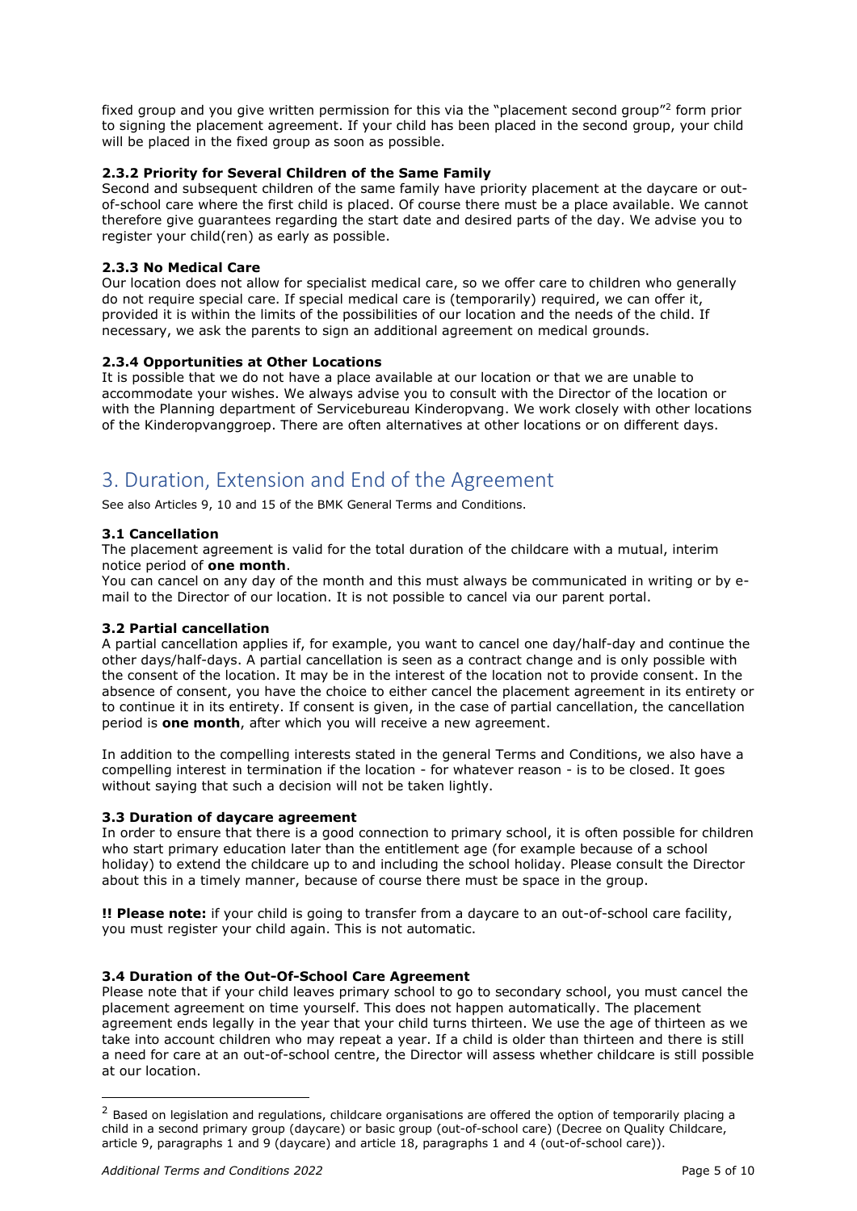fixed group and you give written permission for this via the "placement second group"[2] form prior to signing the placement agreement. If your child has been placed in the second group, your child will be placed in the fixed group as soon as possible.

#### 2.3.2 Priority for Several Children of the Same Family

Second and subsequent children of the same family have priority placement at the daycare or out-of-school care where the first child is placed. Of course there must be a place available. We cannot therefore give guarantees regarding the start date and desired parts of the day. We advise you to register your child(ren) as early as possible.

#### 2.3.3 No Medical Care

Our location does not allow for specialist medical care, so we offer care to children who generally do not require special care. If special medical care is (temporarily) required, we can offer it, provided it is within the limits of the possibilities of our location and the needs of the child. If necessary, we ask the parents to sign an additional agreement on medical grounds.

#### 2.3.4 Opportunities at Other Locations

It is possible that we do not have a place available at our location or that we are unable to accommodate your wishes. We always advise you to consult with the Director of the location or with the Planning department of Servicebureau Kinderopvang. We work closely with other locations of the Kinderopvanggroep. There are often alternatives at other locations or on different days.

## 3. Duration, Extension and End of the Agreement

See also Articles 9, 10 and 15 of the BMK General Terms and Conditions.

#### 3.1 Cancellation

The placement agreement is valid for the total duration of the childcare with a mutual, interim notice period of **one month**.

You can cancel on any day of the month and this must always be communicated in writing or by e-mail to the Director of our location. It is not possible to cancel via our parent portal.

#### 3.2 Partial cancellation

A partial cancellation applies if, for example, you want to cancel one day/half-day and continue the other days/half-days. A partial cancellation is seen as a contract change and is only possible with the consent of the location. It may be in the interest of the location not to provide consent. In the absence of consent, you have the choice to either cancel the placement agreement in its entirety or to continue it in its entirety. If consent is given, in the case of partial cancellation, the cancellation period is **one month**, after which you will receive a new agreement.

In addition to the compelling interests stated in the general Terms and Conditions, we also have a compelling interest in termination if the location - for whatever reason - is to be closed. It goes without saying that such a decision will not be taken lightly.

#### 3.3 Duration of daycare agreement

In order to ensure that there is a good connection to primary school, it is often possible for children who start primary education later than the entitlement age (for example because of a school holiday) to extend the childcare up to and including the school holiday. Please consult the Director about this in a timely manner, because of course there must be space in the group.

**!! Please note:** if your child is going to transfer from a daycare to an out-of-school care facility, you must register your child again. This is not automatic.

#### 3.4 Duration of the Out-Of-School Care Agreement

Please note that if your child leaves primary school to go to secondary school, you must cancel the placement agreement on time yourself. This does not happen automatically. The placement agreement ends legally in the year that your child turns thirteen. We use the age of thirteen as we take into account children who may repeat a year. If a child is older than thirteen and there is still a need for care at an out-of-school centre, the Director will assess whether childcare is still possible at our location.

---

[2] Based on legislation and regulations, childcare organisations are offered the option of temporarily placing a child in a second primary group (daycare) or basic group (out-of-school care) (Decree on Quality Childcare, article 9, paragraphs 1 and 9 (daycare) and article 18, paragraphs 1 and 4 (out-of-school care)).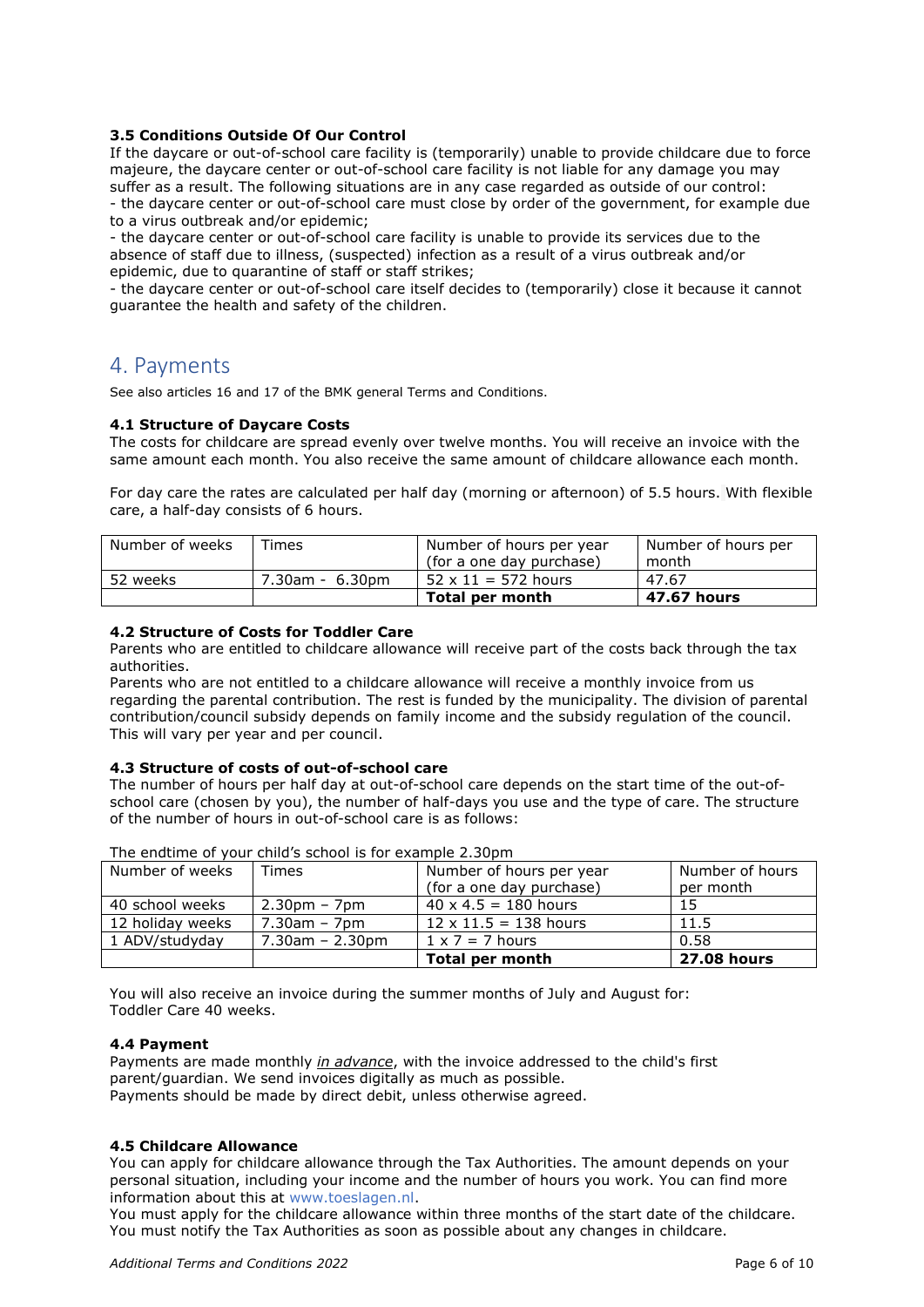### 3.5 Conditions Outside Of Our Control

If the daycare or out-of-school care facility is (temporarily) unable to provide childcare due to force majeure, the daycare center or out-of-school care facility is not liable for any damage you may suffer as a result. The following situations are in any case regarded as outside of our control:

- the daycare center or out-of-school care must close by order of the government, for example due to a virus outbreak and/or epidemic;
- the daycare center or out-of-school care facility is unable to provide its services due to the absence of staff due to illness, (suspected) infection as a result of a virus outbreak and/or epidemic, due to quarantine of staff or staff strikes;
- the daycare center or out-of-school care itself decides to (temporarily) close it because it cannot guarantee the health and safety of the children.

## 4. Payments

See also articles 16 and 17 of the BMK general Terms and Conditions.

### 4.1 Structure of Daycare Costs

The costs for childcare are spread evenly over twelve months. You will receive an invoice with the same amount each month. You also receive the same amount of childcare allowance each month.

For day care the rates are calculated per half day (morning or afternoon) of 5.5 hours. With flexible care, a half-day consists of 6 hours.

| Number of weeks | Times | Number of hours per year (for a one day purchase) | Number of hours per month |
|---|---|---|---|
| 52 weeks | 7.30am - 6.30pm | 52 x 11 = 572 hours | 47.67 |
| | | **Total per month** | **47.67 hours** |

### 4.2 Structure of Costs for Toddler Care

Parents who are entitled to childcare allowance will receive part of the costs back through the tax authorities.

Parents who are not entitled to a childcare allowance will receive a monthly invoice from us regarding the parental contribution. The rest is funded by the municipality. The division of parental contribution/council subsidy depends on family income and the subsidy regulation of the council. This will vary per year and per council.

### 4.3 Structure of costs of out-of-school care

The number of hours per half day at out-of-school care depends on the start time of the out-of-school care (chosen by you), the number of half-days you use and the type of care. The structure of the number of hours in out-of-school care is as follows:

The endtime of your child's school is for example 2.30pm

| Number of weeks | Times | Number of hours per year (for a one day purchase) | Number of hours per month |
|---|---|---|---|
| 40 school weeks | 2.30pm – 7pm | 40 x 4.5 = 180 hours | 15 |
| 12 holiday weeks | 7.30am – 7pm | 12 x 11.5 = 138 hours | 11.5 |
| 1 ADV/studyday | 7.30am – 2.30pm | 1 x 7 = 7 hours | 0.58 |
| | | **Total per month** | **27.08 hours** |

You will also receive an invoice during the summer months of July and August for: Toddler Care 40 weeks.

### 4.4 Payment

Payments are made monthly ***in advance***, with the invoice addressed to the child's first parent/guardian. We send invoices digitally as much as possible.
Payments should be made by direct debit, unless otherwise agreed.

### 4.5 Childcare Allowance

You can apply for childcare allowance through the Tax Authorities. The amount depends on your personal situation, including your income and the number of hours you work. You can find more information about this at www.toeslagen.nl.
You must apply for the childcare allowance within three months of the start date of the childcare. You must notify the Tax Authorities as soon as possible about any changes in childcare.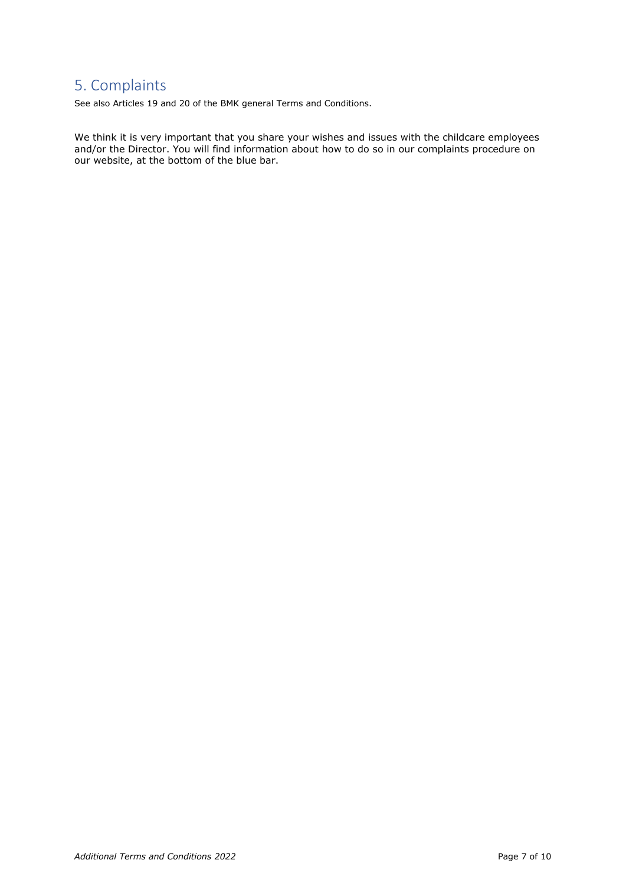## 5. Complaints

See also Articles 19 and 20 of the BMK general Terms and Conditions.

We think it is very important that you share your wishes and issues with the childcare employees and/or the Director. You will find information about how to do so in our complaints procedure on our website, at the bottom of the blue bar.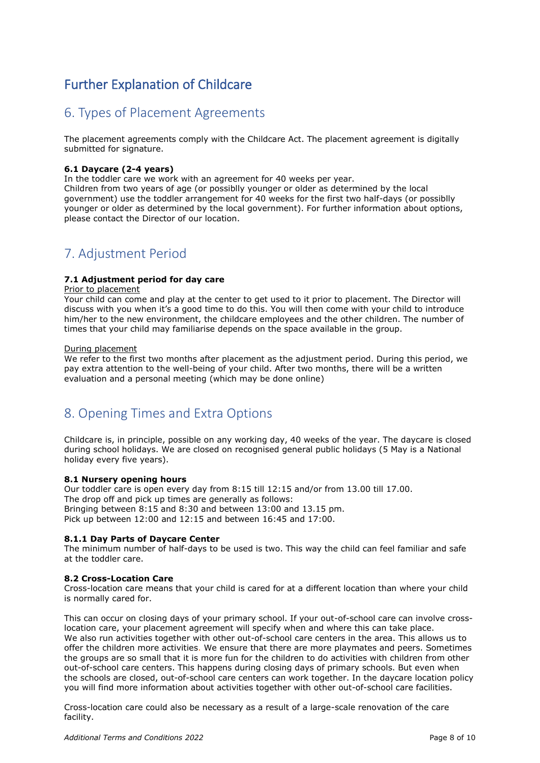# Further Explanation of Childcare

## 6. Types of Placement Agreements

The placement agreements comply with the Childcare Act. The placement agreement is digitally submitted for signature.

**6.1 Daycare (2-4 years)**
In the toddler care we work with an agreement for 40 weeks per year.
Children from two years of age (or possiblly younger or older as determined by the local government) use the toddler arrangement for 40 weeks for the first two half-days (or possiblly younger or older as determined by the local government). For further information about options, please contact the Director of our location.

## 7. Adjustment Period

**7.1 Adjustment period for day care**
<u>Prior to placement</u>
Your child can come and play at the center to get used to it prior to placement. The Director will discuss with you when it's a good time to do this. You will then come with your child to introduce him/her to the new environment, the childcare employees and the other children. The number of times that your child may familiarise depends on the space available in the group.

<u>During placement</u>
We refer to the first two months after placement as the adjustment period. During this period, we pay extra attention to the well-being of your child. After two months, there will be a written evaluation and a personal meeting (which may be done online)

## 8. Opening Times and Extra Options

Childcare is, in principle, possible on any working day, 40 weeks of the year. The daycare is closed during school holidays. We are closed on recognised general public holidays (5 May is a National holiday every five years).

**8.1 Nursery opening hours**
Our toddler care is open every day from 8:15 till 12:15 and/or from 13.00 till 17.00.
The drop off and pick up times are generally as follows:
Bringing between 8:15 and 8:30 and between 13:00 and 13.15 pm.
Pick up between 12:00 and 12:15 and between 16:45 and 17:00.

**8.1.1 Day Parts of Daycare Center**
The minimum number of half-days to be used is two. This way the child can feel familiar and safe at the toddler care.

**8.2 Cross-Location Care**
Cross-location care means that your child is cared for at a different location than where your child is normally cared for.

This can occur on closing days of your primary school. If your out-of-school care can involve cross-location care, your placement agreement will specify when and where this can take place.
We also run activities together with other out-of-school care centers in the area. This allows us to offer the children more activities. We ensure that there are more playmates and peers. Sometimes the groups are so small that it is more fun for the children to do activities with children from other out-of-school care centers. This happens during closing days of primary schools. But even when the schools are closed, out-of-school care centers can work together. In the daycare location policy you will find more information about activities together with other out-of-school care facilities.

Cross-location care could also be necessary as a result of a large-scale renovation of the care facility.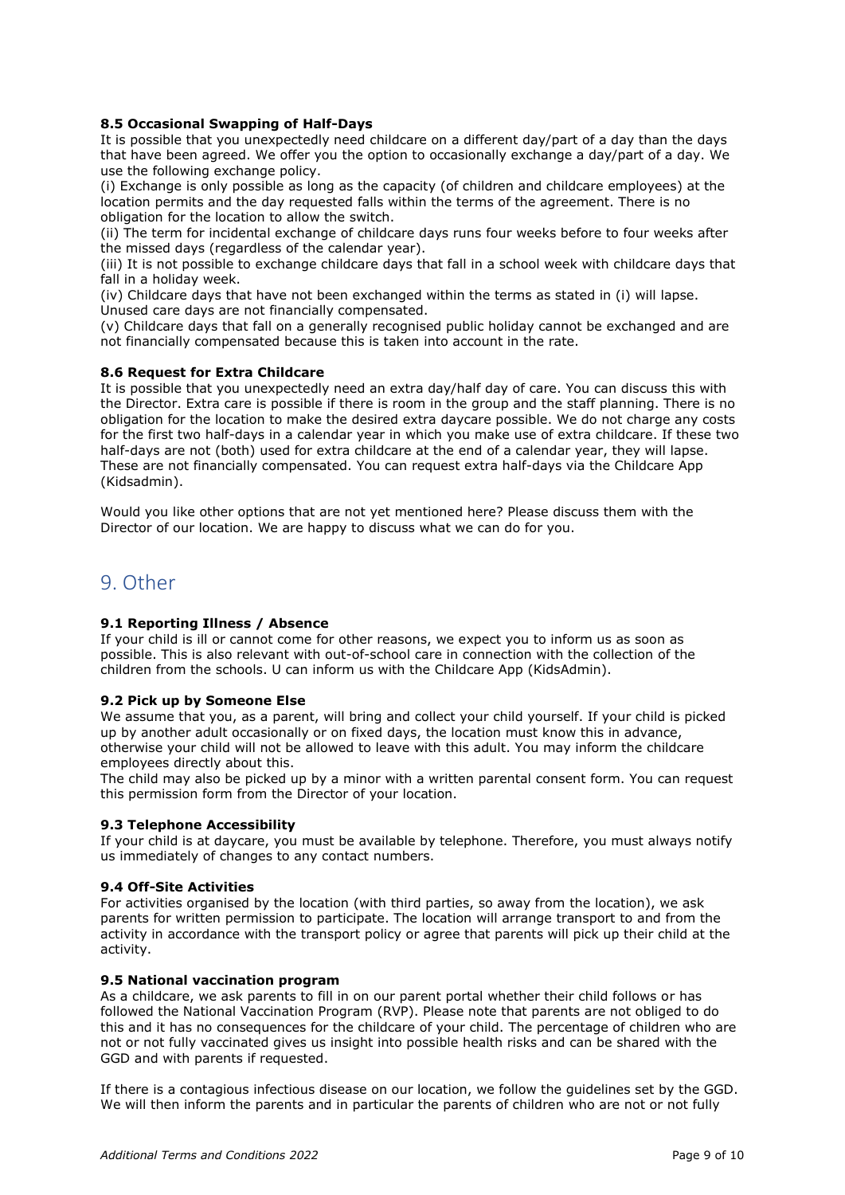### 8.5 Occasional Swapping of Half-Days

It is possible that you unexpectedly need childcare on a different day/part of a day than the days that have been agreed. We offer you the option to occasionally exchange a day/part of a day. We use the following exchange policy.

(i) Exchange is only possible as long as the capacity (of children and childcare employees) at the location permits and the day requested falls within the terms of the agreement. There is no obligation for the location to allow the switch.

(ii) The term for incidental exchange of childcare days runs four weeks before to four weeks after the missed days (regardless of the calendar year).

(iii) It is not possible to exchange childcare days that fall in a school week with childcare days that fall in a holiday week.

(iv) Childcare days that have not been exchanged within the terms as stated in (i) will lapse. Unused care days are not financially compensated.

(v) Childcare days that fall on a generally recognised public holiday cannot be exchanged and are not financially compensated because this is taken into account in the rate.

### 8.6 Request for Extra Childcare

It is possible that you unexpectedly need an extra day/half day of care. You can discuss this with the Director. Extra care is possible if there is room in the group and the staff planning. There is no obligation for the location to make the desired extra daycare possible. We do not charge any costs for the first two half-days in a calendar year in which you make use of extra childcare. If these two half-days are not (both) used for extra childcare at the end of a calendar year, they will lapse. These are not financially compensated. You can request extra half-days via the Childcare App (Kidsadmin).

Would you like other options that are not yet mentioned here? Please discuss them with the Director of our location. We are happy to discuss what we can do for you.

## 9. Other

### 9.1 Reporting Illness / Absence

If your child is ill or cannot come for other reasons, we expect you to inform us as soon as possible. This is also relevant with out-of-school care in connection with the collection of the children from the schools. U can inform us with the Childcare App (KidsAdmin).

### 9.2 Pick up by Someone Else

We assume that you, as a parent, will bring and collect your child yourself. If your child is picked up by another adult occasionally or on fixed days, the location must know this in advance, otherwise your child will not be allowed to leave with this adult. You may inform the childcare employees directly about this.

The child may also be picked up by a minor with a written parental consent form. You can request this permission form from the Director of your location.

### 9.3 Telephone Accessibility

If your child is at daycare, you must be available by telephone. Therefore, you must always notify us immediately of changes to any contact numbers.

### 9.4 Off-Site Activities

For activities organised by the location (with third parties, so away from the location), we ask parents for written permission to participate. The location will arrange transport to and from the activity in accordance with the transport policy or agree that parents will pick up their child at the activity.

### 9.5 National vaccination program

As a childcare, we ask parents to fill in on our parent portal whether their child follows or has followed the National Vaccination Program (RVP). Please note that parents are not obliged to do this and it has no consequences for the childcare of your child. The percentage of children who are not or not fully vaccinated gives us insight into possible health risks and can be shared with the GGD and with parents if requested.

If there is a contagious infectious disease on our location, we follow the guidelines set by the GGD. We will then inform the parents and in particular the parents of children who are not or not fully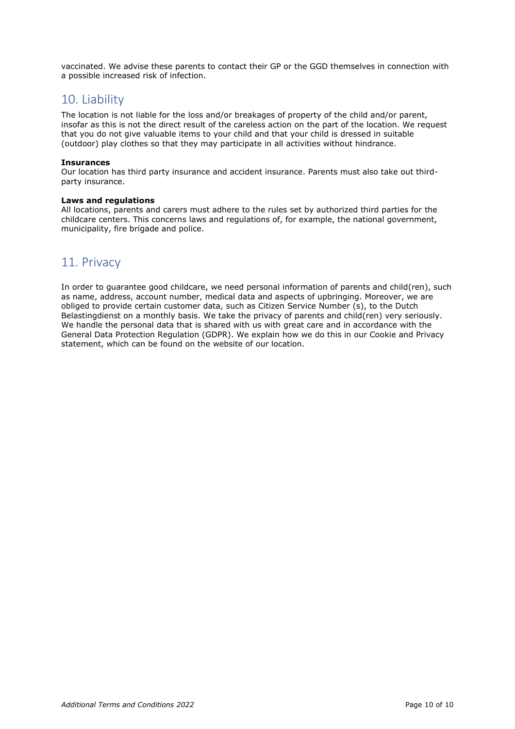vaccinated. We advise these parents to contact their GP or the GGD themselves in connection with a possible increased risk of infection.

## 10. Liability

The location is not liable for the loss and/or breakages of property of the child and/or parent, insofar as this is not the direct result of the careless action on the part of the location. We request that you do not give valuable items to your child and that your child is dressed in suitable (outdoor) play clothes so that they may participate in all activities without hindrance.

**Insurances**
Our location has third party insurance and accident insurance. Parents must also take out third-party insurance.

**Laws and regulations**
All locations, parents and carers must adhere to the rules set by authorized third parties for the childcare centers. This concerns laws and regulations of, for example, the national government, municipality, fire brigade and police.

## 11. Privacy

In order to guarantee good childcare, we need personal information of parents and child(ren), such as name, address, account number, medical data and aspects of upbringing. Moreover, we are obliged to provide certain customer data, such as Citizen Service Number (s), to the Dutch Belastingdienst on a monthly basis. We take the privacy of parents and child(ren) very seriously. We handle the personal data that is shared with us with great care and in accordance with the General Data Protection Regulation (GDPR). We explain how we do this in our Cookie and Privacy statement, which can be found on the website of our location.